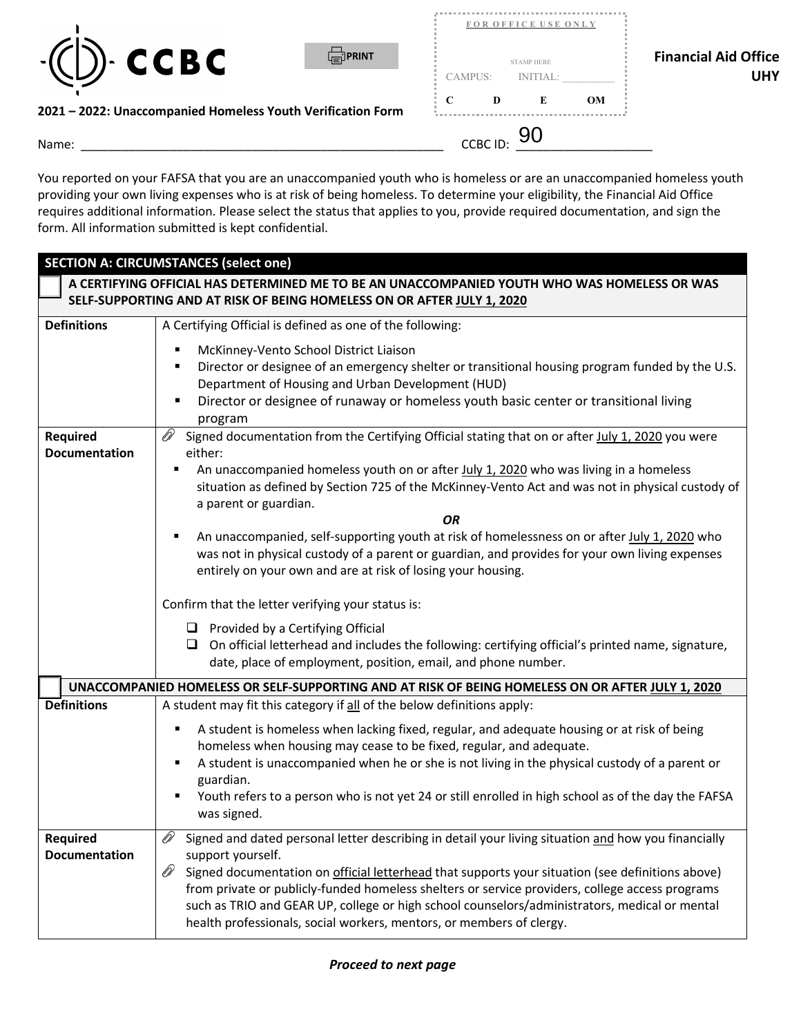CCBC

PRINT

FOR OFFICE USE ONLY

STAMP HERE

CAMPUS: INITIAL: _________

C D E OM

**Financial Aid Office**
**UHY**

**2021 – 2022: Unaccompanied Homeless Youth Verification Form**

Name: ______________________________________________ CCBC ID: 90 _______________

You reported on your FAFSA that you are an unaccompanied youth who is homeless or are an unaccompanied homeless youth providing your own living expenses who is at risk of being homeless. To determine your eligibility, the Financial Aid Office requires additional information. Please select the status that applies to you, provide required documentation, and sign the form. All information submitted is kept confidential.

| **SECTION A: CIRCUMSTANCES (select one)** | |
|---|---|
| ☐ **A CERTIFYING OFFICIAL HAS DETERMINED ME TO BE AN UNACCOMPANIED YOUTH WHO WAS HOMELESS OR WAS SELF-SUPPORTING AND AT RISK OF BEING HOMELESS ON OR AFTER JULY 1, 2020** | |
| **Definitions** | A Certifying Official is defined as one of the following:<br>▪ McKinney-Vento School District Liaison<br>▪ Director or designee of an emergency shelter or transitional housing program funded by the U.S. Department of Housing and Urban Development (HUD)<br>▪ Director or designee of runaway or homeless youth basic center or transitional living program |
| **Required Documentation** | 📎 Signed documentation from the Certifying Official stating that on or after July 1, 2020 you were either:<br>▪ An unaccompanied homeless youth on or after July 1, 2020 who was living in a homeless situation as defined by Section 725 of the McKinney-Vento Act and was not in physical custody of a parent or guardian.<br>***OR***<br>▪ An unaccompanied, self-supporting youth at risk of homelessness on or after July 1, 2020 who was not in physical custody of a parent or guardian, and provides for your own living expenses entirely on your own and are at risk of losing your housing.<br><br>Confirm that the letter verifying your status is:<br>☐ Provided by a Certifying Official<br>☐ On official letterhead and includes the following: certifying official's printed name, signature, date, place of employment, position, email, and phone number. |
| ☐ **UNACCOMPANIED HOMELESS OR SELF-SUPPORTING AND AT RISK OF BEING HOMELESS ON OR AFTER JULY 1, 2020** | |
| **Definitions** | A student may fit this category if all of the below definitions apply:<br>▪ A student is homeless when lacking fixed, regular, and adequate housing or at risk of being homeless when housing may cease to be fixed, regular, and adequate.<br>▪ A student is unaccompanied when he or she is not living in the physical custody of a parent or guardian.<br>▪ Youth refers to a person who is not yet 24 or still enrolled in high school as of the day the FAFSA was signed. |
| **Required Documentation** | 📎 Signed and dated personal letter describing in detail your living situation and how you financially support yourself.<br>📎 Signed documentation on official letterhead that supports your situation (see definitions above) from private or publicly-funded homeless shelters or service providers, college access programs such as TRIO and GEAR UP, college or high school counselors/administrators, medical or mental health professionals, social workers, mentors, or members of clergy. |

***Proceed to next page***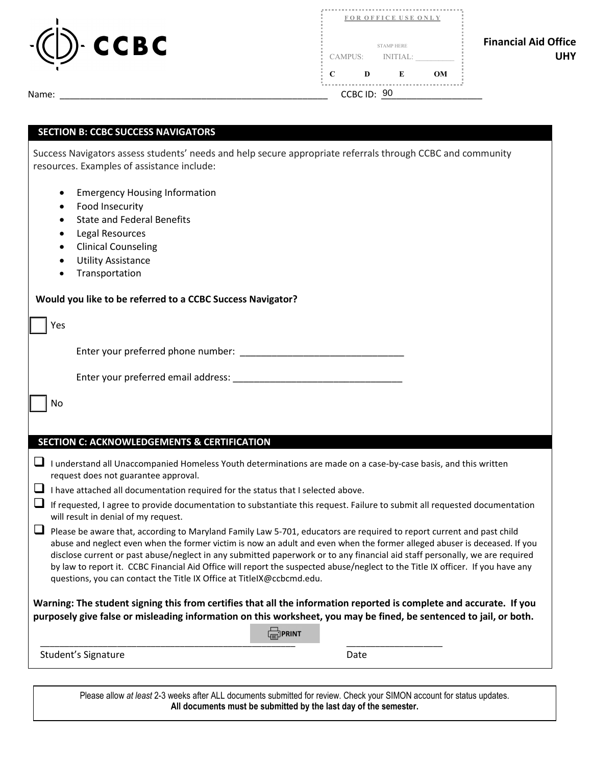CCBC

FOR OFFICE USE ONLY

STAMP HERE

CAMPUS: INITIAL: __________

C D E OM

**Financial Aid Office**
**UHY**

Name: ______________________________________________ CCBC ID: 90__________________

## SECTION B: CCBC SUCCESS NAVIGATORS

Success Navigators assess students' needs and help secure appropriate referrals through CCBC and community resources. Examples of assistance include:

- Emergency Housing Information
- Food Insecurity
- State and Federal Benefits
- Legal Resources
- Clinical Counseling
- Utility Assistance
- Transportation

**Would you like to be referred to a CCBC Success Navigator?**

☐ Yes

Enter your preferred phone number: ______________________________

Enter your preferred email address: ______________________________

☐ No

## SECTION C: ACKNOWLEDGEMENTS & CERTIFICATION

- ☐ I understand all Unaccompanied Homeless Youth determinations are made on a case-by-case basis, and this written request does not guarantee approval.
- ☐ I have attached all documentation required for the status that I selected above.
- ☐ If requested, I agree to provide documentation to substantiate this request. Failure to submit all requested documentation will result in denial of my request.
- ☐ Please be aware that, according to Maryland Family Law 5-701, educators are required to report current and past child abuse and neglect even when the former victim is now an adult and even when the former alleged abuser is deceased. If you disclose current or past abuse/neglect in any submitted paperwork or to any financial aid staff personally, we are required by law to report it. CCBC Financial Aid Office will report the suspected abuse/neglect to the Title IX officer. If you have any questions, you can contact the Title IX Office at TitleIX@ccbcmd.edu.

**Warning: The student signing this from certifies that all the information reported is complete and accurate. If you purposely give false or misleading information on this worksheet, you may be fined, be sentenced to jail, or both.**

PRINT

______________________________________________ __________________

Student's Signature Date

Please allow *at least* 2-3 weeks after ALL documents submitted for review. Check your SIMON account for status updates.
**All documents must be submitted by the last day of the semester.**